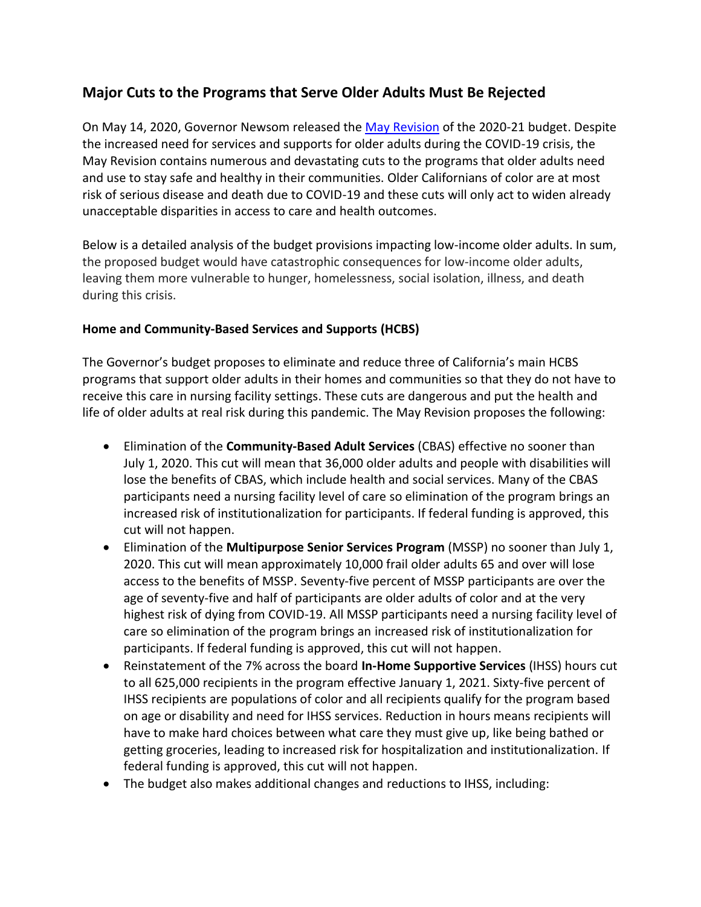## Major Cuts to the Programs that Serve Older Adults Must Be Rejected

On May 14, 2020, Governor Newsom released the [May Revision](#) of the 2020-21 budget. Despite the increased need for services and supports for older adults during the COVID-19 crisis, the May Revision contains numerous and devastating cuts to the programs that older adults need and use to stay safe and healthy in their communities. Older Californians of color are at most risk of serious disease and death due to COVID-19 and these cuts will only act to widen already unacceptable disparities in access to care and health outcomes.

Below is a detailed analysis of the budget provisions impacting low-income older adults. In sum, the proposed budget would have catastrophic consequences for low-income older adults, leaving them more vulnerable to hunger, homelessness, social isolation, illness, and death during this crisis.

**Home and Community-Based Services and Supports (HCBS)**

The Governor's budget proposes to eliminate and reduce three of California's main HCBS programs that support older adults in their homes and communities so that they do not have to receive this care in nursing facility settings. These cuts are dangerous and put the health and life of older adults at real risk during this pandemic. The May Revision proposes the following:

- Elimination of the **Community-Based Adult Services** (CBAS) effective no sooner than July 1, 2020. This cut will mean that 36,000 older adults and people with disabilities will lose the benefits of CBAS, which include health and social services. Many of the CBAS participants need a nursing facility level of care so elimination of the program brings an increased risk of institutionalization for participants. If federal funding is approved, this cut will not happen.
- Elimination of the **Multipurpose Senior Services Program** (MSSP) no sooner than July 1, 2020. This cut will mean approximately 10,000 frail older adults 65 and over will lose access to the benefits of MSSP. Seventy-five percent of MSSP participants are over the age of seventy-five and half of participants are older adults of color and at the very highest risk of dying from COVID-19. All MSSP participants need a nursing facility level of care so elimination of the program brings an increased risk of institutionalization for participants. If federal funding is approved, this cut will not happen.
- Reinstatement of the 7% across the board **In-Home Supportive Services** (IHSS) hours cut to all 625,000 recipients in the program effective January 1, 2021. Sixty-five percent of IHSS recipients are populations of color and all recipients qualify for the program based on age or disability and need for IHSS services. Reduction in hours means recipients will have to make hard choices between what care they must give up, like being bathed or getting groceries, leading to increased risk for hospitalization and institutionalization. If federal funding is approved, this cut will not happen.
- The budget also makes additional changes and reductions to IHSS, including: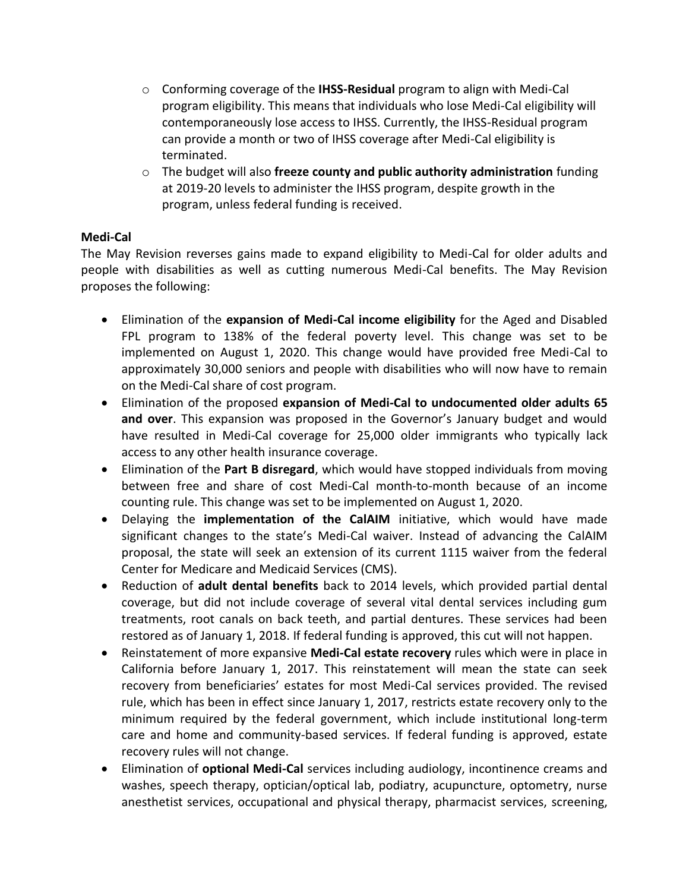- Conforming coverage of the **IHSS-Residual** program to align with Medi-Cal program eligibility. This means that individuals who lose Medi-Cal eligibility will contemporaneously lose access to IHSS. Currently, the IHSS-Residual program can provide a month or two of IHSS coverage after Medi-Cal eligibility is terminated.
  - The budget will also **freeze county and public authority administration** funding at 2019-20 levels to administer the IHSS program, despite growth in the program, unless federal funding is received.

**Medi-Cal**

The May Revision reverses gains made to expand eligibility to Medi-Cal for older adults and people with disabilities as well as cutting numerous Medi-Cal benefits. The May Revision proposes the following:

- Elimination of the **expansion of Medi-Cal income eligibility** for the Aged and Disabled FPL program to 138% of the federal poverty level. This change was set to be implemented on August 1, 2020. This change would have provided free Medi-Cal to approximately 30,000 seniors and people with disabilities who will now have to remain on the Medi-Cal share of cost program.
- Elimination of the proposed **expansion of Medi-Cal to undocumented older adults 65 and over**. This expansion was proposed in the Governor's January budget and would have resulted in Medi-Cal coverage for 25,000 older immigrants who typically lack access to any other health insurance coverage.
- Elimination of the **Part B disregard**, which would have stopped individuals from moving between free and share of cost Medi-Cal month-to-month because of an income counting rule. This change was set to be implemented on August 1, 2020.
- Delaying the **implementation of the CalAIM** initiative, which would have made significant changes to the state's Medi-Cal waiver. Instead of advancing the CalAIM proposal, the state will seek an extension of its current 1115 waiver from the federal Center for Medicare and Medicaid Services (CMS).
- Reduction of **adult dental benefits** back to 2014 levels, which provided partial dental coverage, but did not include coverage of several vital dental services including gum treatments, root canals on back teeth, and partial dentures. These services had been restored as of January 1, 2018. If federal funding is approved, this cut will not happen.
- Reinstatement of more expansive **Medi-Cal estate recovery** rules which were in place in California before January 1, 2017. This reinstatement will mean the state can seek recovery from beneficiaries' estates for most Medi-Cal services provided. The revised rule, which has been in effect since January 1, 2017, restricts estate recovery only to the minimum required by the federal government, which include institutional long-term care and home and community-based services. If federal funding is approved, estate recovery rules will not change.
- Elimination of **optional Medi-Cal** services including audiology, incontinence creams and washes, speech therapy, optician/optical lab, podiatry, acupuncture, optometry, nurse anesthetist services, occupational and physical therapy, pharmacist services, screening,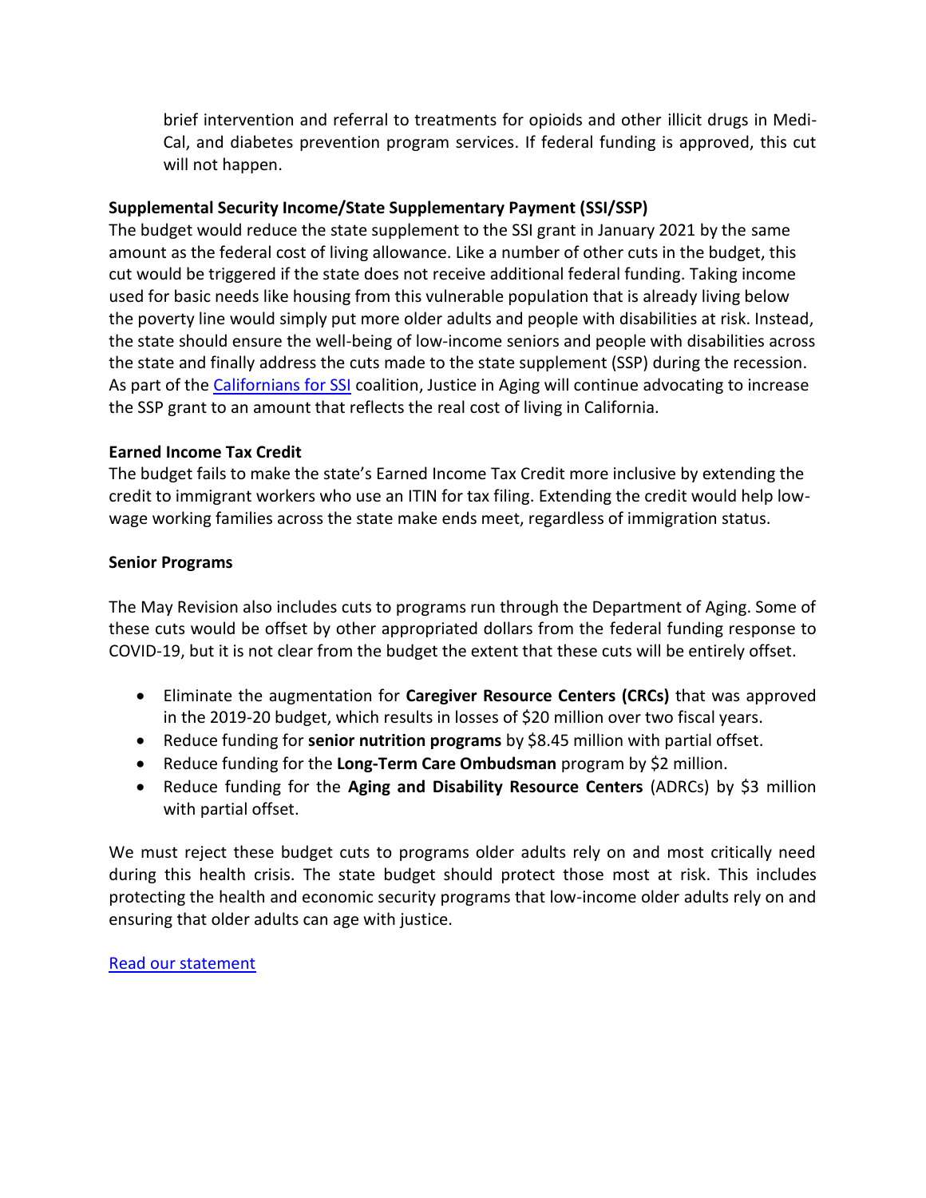brief intervention and referral to treatments for opioids and other illicit drugs in Medi-Cal, and diabetes prevention program services. If federal funding is approved, this cut will not happen.

**Supplemental Security Income/State Supplementary Payment (SSI/SSP)**

The budget would reduce the state supplement to the SSI grant in January 2021 by the same amount as the federal cost of living allowance. Like a number of other cuts in the budget, this cut would be triggered if the state does not receive additional federal funding. Taking income used for basic needs like housing from this vulnerable population that is already living below the poverty line would simply put more older adults and people with disabilities at risk. Instead, the state should ensure the well-being of low-income seniors and people with disabilities across the state and finally address the cuts made to the state supplement (SSP) during the recession. As part of the [Californians for SSI](#) coalition, Justice in Aging will continue advocating to increase the SSP grant to an amount that reflects the real cost of living in California.

**Earned Income Tax Credit**

The budget fails to make the state's Earned Income Tax Credit more inclusive by extending the credit to immigrant workers who use an ITIN for tax filing. Extending the credit would help low-wage working families across the state make ends meet, regardless of immigration status.

**Senior Programs**

The May Revision also includes cuts to programs run through the Department of Aging. Some of these cuts would be offset by other appropriated dollars from the federal funding response to COVID-19, but it is not clear from the budget the extent that these cuts will be entirely offset.

- Eliminate the augmentation for **Caregiver Resource Centers (CRCs)** that was approved in the 2019-20 budget, which results in losses of $20 million over two fiscal years.
- Reduce funding for **senior nutrition programs** by $8.45 million with partial offset.
- Reduce funding for the **Long-Term Care Ombudsman** program by $2 million.
- Reduce funding for the **Aging and Disability Resource Centers** (ADRCs) by $3 million with partial offset.

We must reject these budget cuts to programs older adults rely on and most critically need during this health crisis. The state budget should protect those most at risk. This includes protecting the health and economic security programs that low-income older adults rely on and ensuring that older adults can age with justice.

[Read our statement](#)